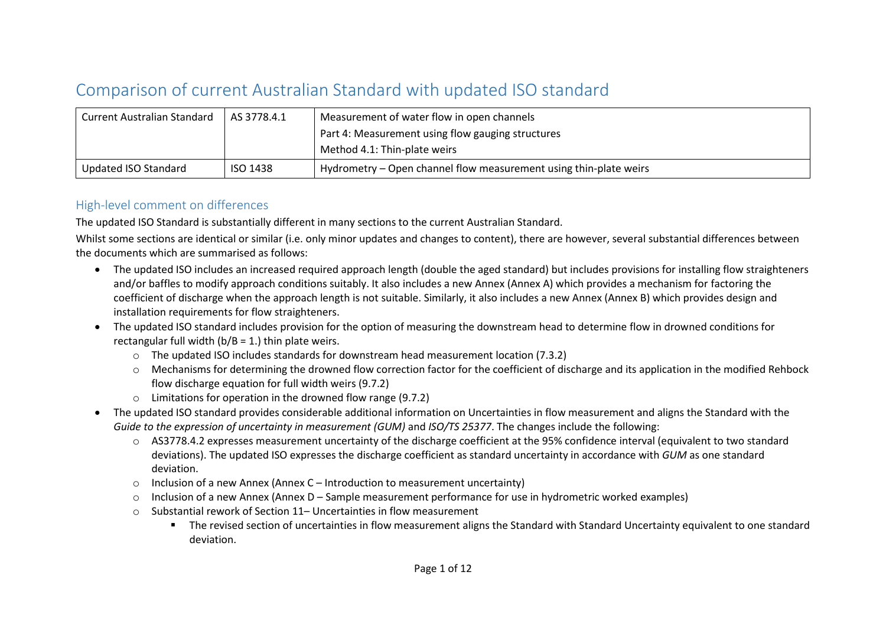# Comparison of current Australian Standard with updated ISO standard

| Current Australian Standard | AS 3778.4.1 | Measurement of water flow in open channels<br>Part 4: Measurement using flow gauging structures<br>Method 4.1: Thin-plate weirs |
| --- | --- | --- |
| Updated ISO Standard | ISO 1438 | Hydrometry – Open channel flow measurement using thin-plate weirs |

## High-level comment on differences

The updated ISO Standard is substantially different in many sections to the current Australian Standard.

Whilst some sections are identical or similar (i.e. only minor updates and changes to content), there are however, several substantial differences between the documents which are summarised as follows:

- The updated ISO includes an increased required approach length (double the aged standard) but includes provisions for installing flow straighteners and/or baffles to modify approach conditions suitably. It also includes a new Annex (Annex A) which provides a mechanism for factoring the coefficient of discharge when the approach length is not suitable. Similarly, it also includes a new Annex (Annex B) which provides design and installation requirements for flow straighteners.
- The updated ISO standard includes provision for the option of measuring the downstream head to determine flow in drowned conditions for rectangular full width (b/B = 1.) thin plate weirs.
  - The updated ISO includes standards for downstream head measurement location (7.3.2)
  - Mechanisms for determining the drowned flow correction factor for the coefficient of discharge and its application in the modified Rehbock flow discharge equation for full width weirs (9.7.2)
  - Limitations for operation in the drowned flow range (9.7.2)
- The updated ISO standard provides considerable additional information on Uncertainties in flow measurement and aligns the Standard with the *Guide to the expression of uncertainty in measurement (GUM)* and *ISO/TS 25377*. The changes include the following:
  - AS3778.4.2 expresses measurement uncertainty of the discharge coefficient at the 95% confidence interval (equivalent to two standard deviations). The updated ISO expresses the discharge coefficient as standard uncertainty in accordance with *GUM* as one standard deviation.
  - Inclusion of a new Annex (Annex C – Introduction to measurement uncertainty)
  - Inclusion of a new Annex (Annex D – Sample measurement performance for use in hydrometric worked examples)
  - Substantial rework of Section 11– Uncertainties in flow measurement
    - The revised section of uncertainties in flow measurement aligns the Standard with Standard Uncertainty equivalent to one standard deviation.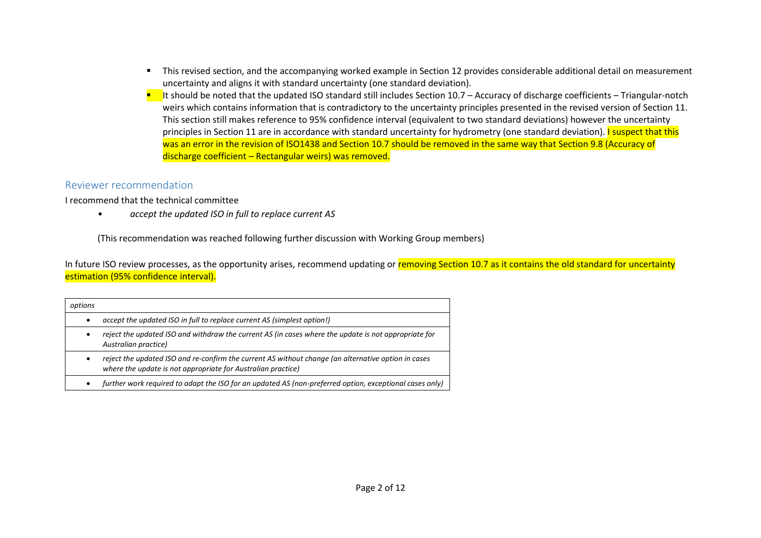- This revised section, and the accompanying worked example in Section 12 provides considerable additional detail on measurement uncertainty and aligns it with standard uncertainty (one standard deviation).
- It should be noted that the updated ISO standard still includes Section 10.7 – Accuracy of discharge coefficients – Triangular-notch weirs which contains information that is contradictory to the uncertainty principles presented in the revised version of Section 11. This section still makes reference to 95% confidence interval (equivalent to two standard deviations) however the uncertainty principles in Section 11 are in accordance with standard uncertainty for hydrometry (one standard deviation). I suspect that this was an error in the revision of ISO1438 and Section 10.7 should be removed in the same way that Section 9.8 (Accuracy of discharge coefficient – Rectangular weirs) was removed.

## Reviewer recommendation

I recommend that the technical committee

- *accept the updated ISO in full to replace current AS*

(This recommendation was reached following further discussion with Working Group members)

In future ISO review processes, as the opportunity arises, recommend updating or removing Section 10.7 as it contains the old standard for uncertainty estimation (95% confidence interval).

| *options* |
| --- |
| • *accept the updated ISO in full to replace current AS (simplest option!)* |
| • *reject the updated ISO and withdraw the current AS (in cases where the update is not appropriate for Australian practice)* |
| • *reject the updated ISO and re-confirm the current AS without change (an alternative option in cases where the update is not appropriate for Australian practice)* |
| • *further work required to adapt the ISO for an updated AS (non-preferred option, exceptional cases only)* |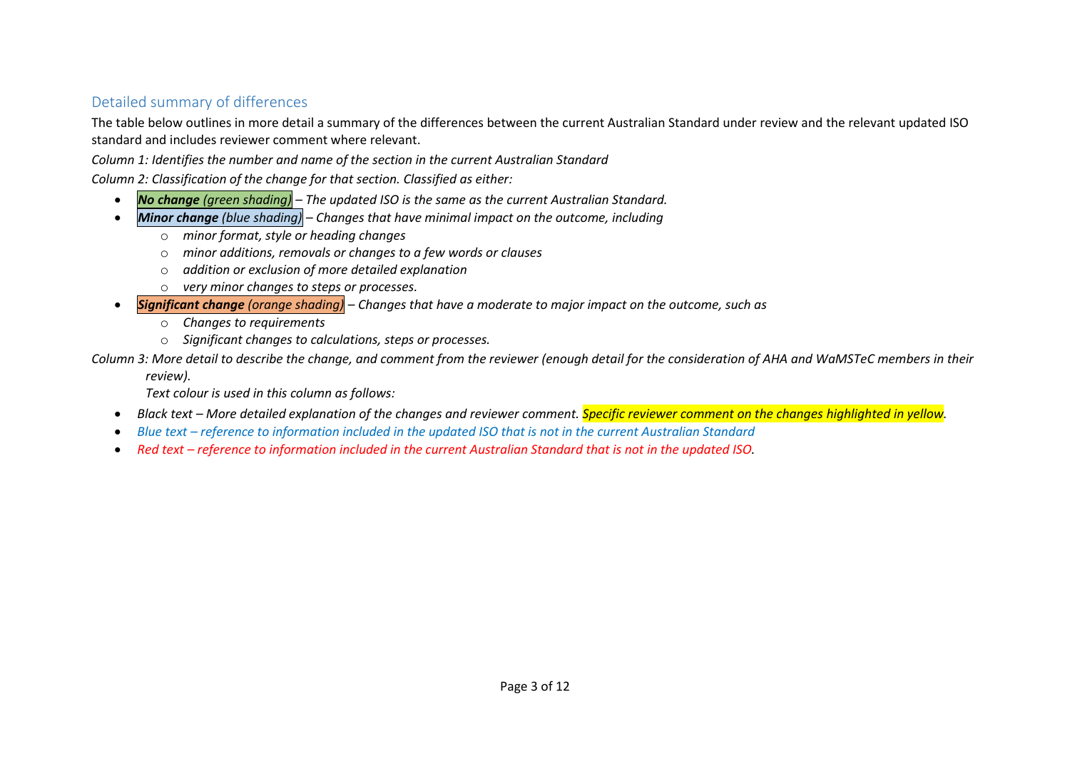## Detailed summary of differences

The table below outlines in more detail a summary of the differences between the current Australian Standard under review and the relevant updated ISO standard and includes reviewer comment where relevant.

*Column 1: Identifies the number and name of the section in the current Australian Standard*

*Column 2: Classification of the change for that section. Classified as either:*

- ***No change** (green shading)* – *The updated ISO is the same as the current Australian Standard.*
- ***Minor change** (blue shading)* – *Changes that have minimal impact on the outcome, including*
  - *minor format, style or heading changes*
  - *minor additions, removals or changes to a few words or clauses*
  - *addition or exclusion of more detailed explanation*
  - *very minor changes to steps or processes.*
- ***Significant change** (orange shading)* – *Changes that have a moderate to major impact on the outcome, such as*
  - *Changes to requirements*
  - *Significant changes to calculations, steps or processes.*

*Column 3: More detail to describe the change, and comment from the reviewer (enough detail for the consideration of AHA and WaMSTeC members in their review).*

*Text colour is used in this column as follows:*

- *Black text – More detailed explanation of the changes and reviewer comment. Specific reviewer comment on the changes highlighted in yellow.*
- *Blue text – reference to information included in the updated ISO that is not in the current Australian Standard*
- *Red text – reference to information included in the current Australian Standard that is not in the updated ISO.*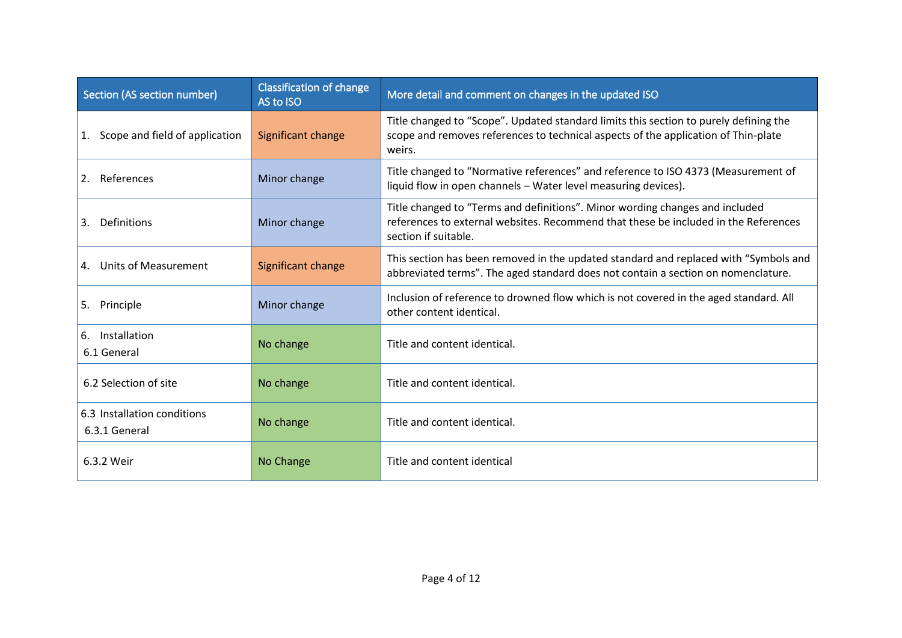| Section (AS section number) | Classification of change AS to ISO | More detail and comment on changes in the updated ISO |
|---|---|---|
| 1. Scope and field of application | Significant change | Title changed to "Scope". Updated standard limits this section to purely defining the scope and removes references to technical aspects of the application of Thin-plate weirs. |
| 2. References | Minor change | Title changed to "Normative references" and reference to ISO 4373 (Measurement of liquid flow in open channels – Water level measuring devices). |
| 3. Definitions | Minor change | Title changed to "Terms and definitions". Minor wording changes and included references to external websites. Recommend that these be included in the References section if suitable. |
| 4. Units of Measurement | Significant change | This section has been removed in the updated standard and replaced with "Symbols and abbreviated terms". The aged standard does not contain a section on nomenclature. |
| 5. Principle | Minor change | Inclusion of reference to drowned flow which is not covered in the aged standard. All other content identical. |
| 6. Installation<br>6.1 General | No change | Title and content identical. |
| 6.2 Selection of site | No change | Title and content identical. |
| 6.3 Installation conditions<br>6.3.1 General | No change | Title and content identical. |
| 6.3.2 Weir | No Change | Title and content identical |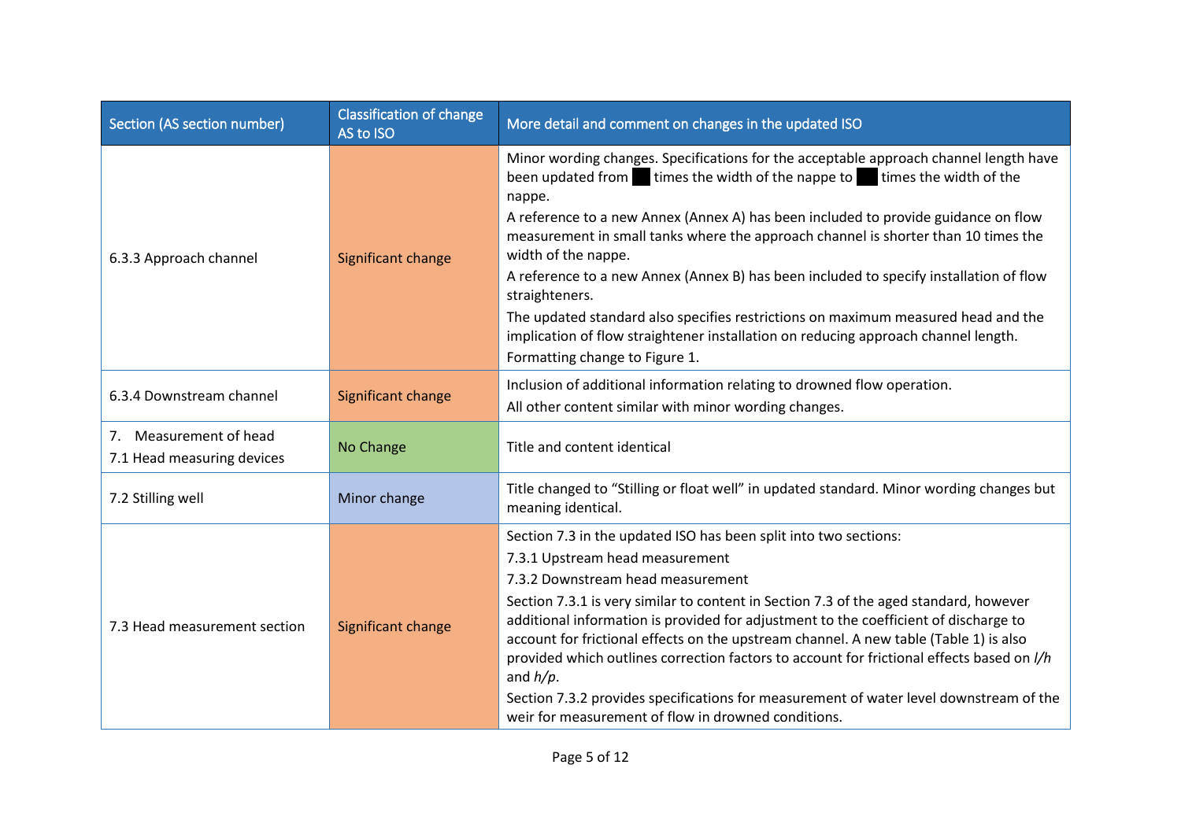| Section (AS section number) | Classification of change AS to ISO | More detail and comment on changes in the updated ISO |
|---|---|---|
| 6.3.3 Approach channel | Significant change | Minor wording changes. Specifications for the acceptable approach channel length have been updated from ██ times the width of the nappe to ██ times the width of the nappe.<br>A reference to a new Annex (Annex A) has been included to provide guidance on flow measurement in small tanks where the approach channel is shorter than 10 times the width of the nappe.<br>A reference to a new Annex (Annex B) has been included to specify installation of flow straighteners.<br>The updated standard also specifies restrictions on maximum measured head and the implication of flow straightener installation on reducing approach channel length.<br>Formatting change to Figure 1. |
| 6.3.4 Downstream channel | Significant change | Inclusion of additional information relating to drowned flow operation.<br>All other content similar with minor wording changes. |
| 7. Measurement of head<br>7.1 Head measuring devices | No Change | Title and content identical |
| 7.2 Stilling well | Minor change | Title changed to "Stilling or float well" in updated standard. Minor wording changes but meaning identical. |
| 7.3 Head measurement section | Significant change | Section 7.3 in the updated ISO has been split into two sections:<br>7.3.1 Upstream head measurement<br>7.3.2 Downstream head measurement<br>Section 7.3.1 is very similar to content in Section 7.3 of the aged standard, however additional information is provided for adjustment to the coefficient of discharge to account for frictional effects on the upstream channel. A new table (Table 1) is also provided which outlines correction factors to account for frictional effects based on $l/h$ and $h/p$.<br>Section 7.3.2 provides specifications for measurement of water level downstream of the weir for measurement of flow in drowned conditions. |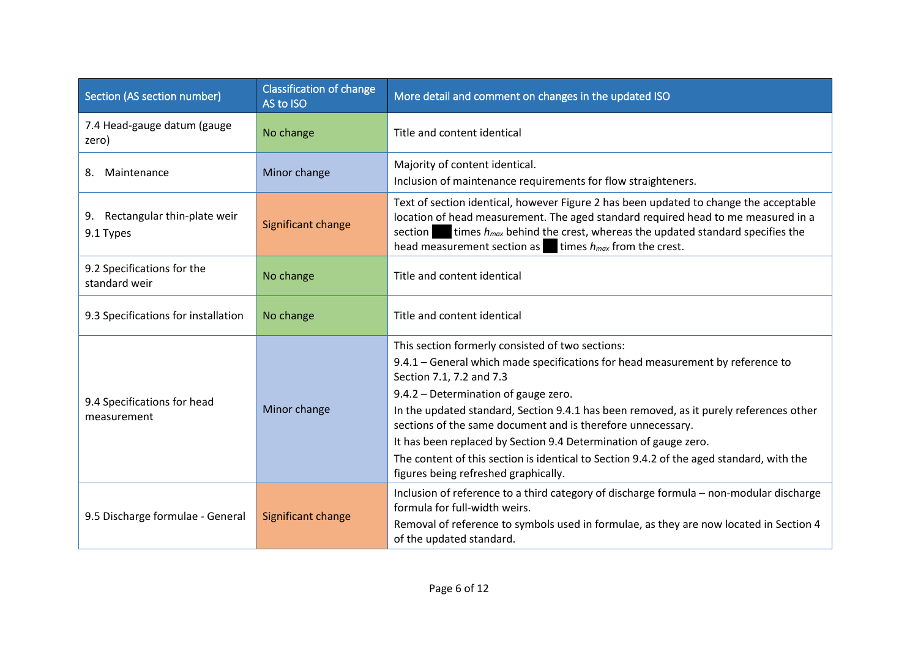| Section (AS section number) | Classification of change AS to ISO | More detail and comment on changes in the updated ISO |
| --- | --- | --- |
| 7.4 Head-gauge datum (gauge zero) | No change | Title and content identical |
| 8. Maintenance | Minor change | Majority of content identical.<br>Inclusion of maintenance requirements for flow straighteners. |
| 9. Rectangular thin-plate weir<br>9.1 Types | Significant change | Text of section identical, however Figure 2 has been updated to change the acceptable location of head measurement. The aged standard required head to me measured in a section ███ times $h_{max}$ behind the crest, whereas the updated standard specifies the head measurement section as ██ times $h_{max}$ from the crest. |
| 9.2 Specifications for the standard weir | No change | Title and content identical |
| 9.3 Specifications for installation | No change | Title and content identical |
| 9.4 Specifications for head measurement | Minor change | This section formerly consisted of two sections:<br>9.4.1 – General which made specifications for head measurement by reference to Section 7.1, 7.2 and 7.3<br>9.4.2 – Determination of gauge zero.<br>In the updated standard, Section 9.4.1 has been removed, as it purely references other sections of the same document and is therefore unnecessary.<br>It has been replaced by Section 9.4 Determination of gauge zero.<br>The content of this section is identical to Section 9.4.2 of the aged standard, with the figures being refreshed graphically. |
| 9.5 Discharge formulae - General | Significant change | Inclusion of reference to a third category of discharge formula – non-modular discharge formula for full-width weirs.<br>Removal of reference to symbols used in formulae, as they are now located in Section 4 of the updated standard. |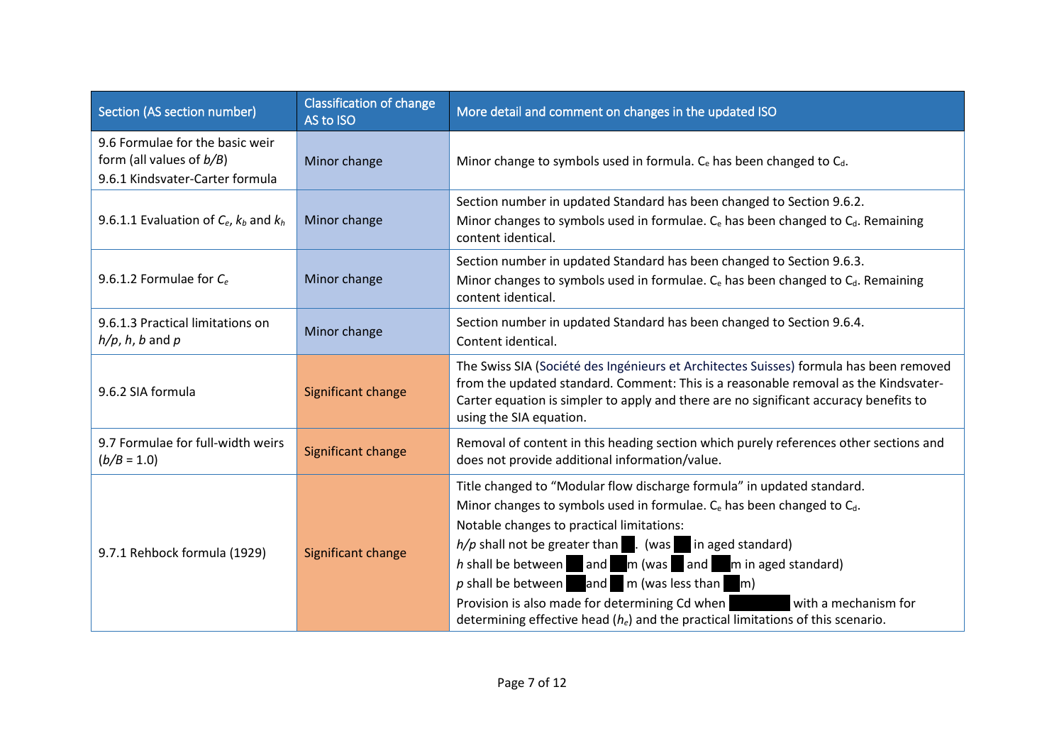| Section (AS section number) | Classification of change AS to ISO | More detail and comment on changes in the updated ISO |
|---|---|---|
| 9.6 Formulae for the basic weir form (all values of $b/B$)<br>9.6.1 Kindsvater-Carter formula | Minor change | Minor change to symbols used in formula. $C_e$ has been changed to $C_d$. |
| 9.6.1.1 Evaluation of $C_e$, $k_b$ and $k_h$ | Minor change | Section number in updated Standard has been changed to Section 9.6.2.<br>Minor changes to symbols used in formulae. $C_e$ has been changed to $C_d$. Remaining content identical. |
| 9.6.1.2 Formulae for $C_e$ | Minor change | Section number in updated Standard has been changed to Section 9.6.3.<br>Minor changes to symbols used in formulae. $C_e$ has been changed to $C_d$. Remaining content identical. |
| 9.6.1.3 Practical limitations on $h/p$, $h$, $b$ and $p$ | Minor change | Section number in updated Standard has been changed to Section 9.6.4.<br>Content identical. |
| 9.6.2 SIA formula | Significant change | The Swiss SIA (Société des Ingénieurs et Architectes Suisses) formula has been removed from the updated standard. Comment: This is a reasonable removal as the Kindsvater-Carter equation is simpler to apply and there are no significant accuracy benefits to using the SIA equation. |
| 9.7 Formulae for full-width weirs ($b/B$ = 1.0) | Significant change | Removal of content in this heading section which purely references other sections and does not provide additional information/value. |
| 9.7.1 Rehbock formula (1929) | Significant change | Title changed to "Modular flow discharge formula" in updated standard.<br>Minor changes to symbols used in formulae. $C_e$ has been changed to $C_d$.<br>Notable changes to practical limitations:<br>$h/p$ shall not be greater than ███. (was ███ in aged standard)<br>$h$ shall be between ███ and ███m (was ███ and ███m in aged standard)<br>$p$ shall be between ███ and ███ m (was less than ███m)<br>Provision is also made for determining Cd when ███ with a mechanism for determining effective head ($h_e$) and the practical limitations of this scenario. |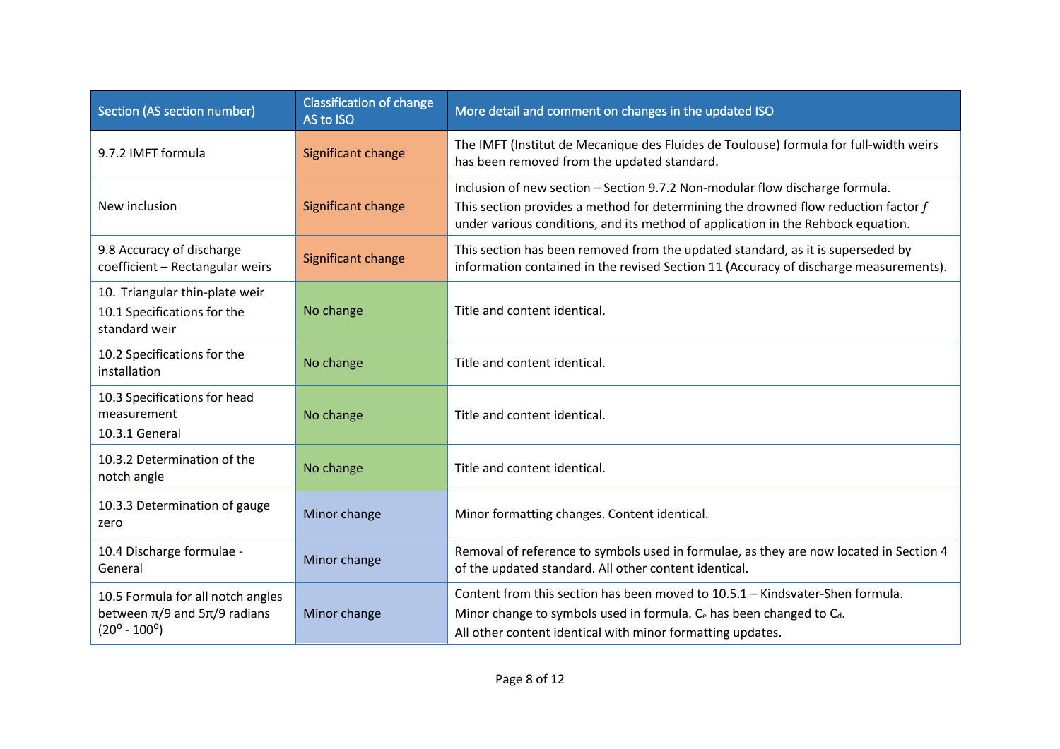| Section (AS section number) | Classification of change AS to ISO | More detail and comment on changes in the updated ISO |
|---|---|---|
| 9.7.2 IMFT formula | Significant change | The IMFT (Institut de Mecanique des Fluides de Toulouse) formula for full-width weirs has been removed from the updated standard. |
| New inclusion | Significant change | Inclusion of new section – Section 9.7.2 Non-modular flow discharge formula.<br>This section provides a method for determining the drowned flow reduction factor *f* under various conditions, and its method of application in the Rehbock equation. |
| 9.8 Accuracy of discharge coefficient – Rectangular weirs | Significant change | This section has been removed from the updated standard, as it is superseded by information contained in the revised Section 11 (Accuracy of discharge measurements). |
| 10. Triangular thin-plate weir<br>10.1 Specifications for the standard weir | No change | Title and content identical. |
| 10.2 Specifications for the installation | No change | Title and content identical. |
| 10.3 Specifications for head measurement<br>10.3.1 General | No change | Title and content identical. |
| 10.3.2 Determination of the notch angle | No change | Title and content identical. |
| 10.3.3 Determination of gauge zero | Minor change | Minor formatting changes. Content identical. |
| 10.4 Discharge formulae - General | Minor change | Removal of reference to symbols used in formulae, as they are now located in Section 4 of the updated standard. All other content identical. |
| 10.5 Formula for all notch angles between π/9 and 5π/9 radians ($20^{o}$ - $100^{o}$) | Minor change | Content from this section has been moved to 10.5.1 – Kindsvater-Shen formula.<br>Minor change to symbols used in formula. $C_e$ has been changed to $C_d$.<br>All other content identical with minor formatting updates. |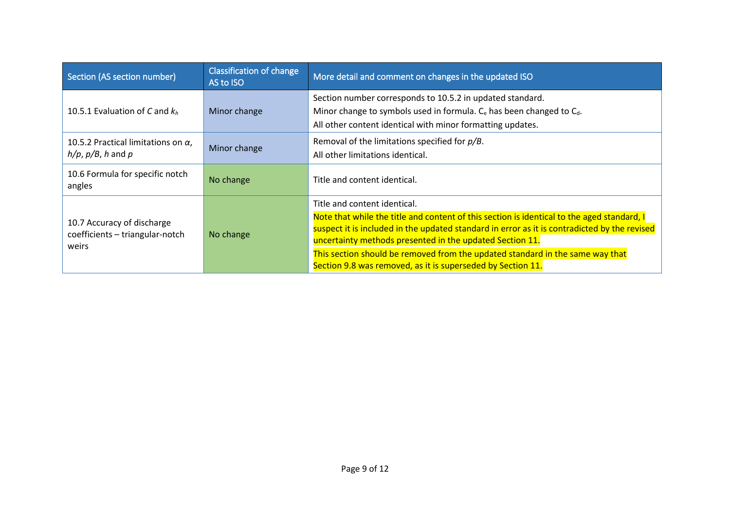| Section (AS section number) | Classification of change AS to ISO | More detail and comment on changes in the updated ISO |
|---|---|---|
| 10.5.1 Evaluation of *C* and $k_h$ | Minor change | Section number corresponds to 10.5.2 in updated standard.<br>Minor change to symbols used in formula. $C_e$ has been changed to $C_d$.<br>All other content identical with minor formatting updates. |
| 10.5.2 Practical limitations on $\alpha$, $h/p$, $p/B$, $h$ and $p$ | Minor change | Removal of the limitations specified for $p/B$.<br>All other limitations identical. |
| 10.6 Formula for specific notch angles | No change | Title and content identical. |
| 10.7 Accuracy of discharge coefficients – triangular-notch weirs | No change | Title and content identical.<br>Note that while the title and content of this section is identical to the aged standard, I suspect it is included in the updated standard in error as it is contradicted by the revised uncertainty methods presented in the updated Section 11.<br>This section should be removed from the updated standard in the same way that Section 9.8 was removed, as it is superseded by Section 11. |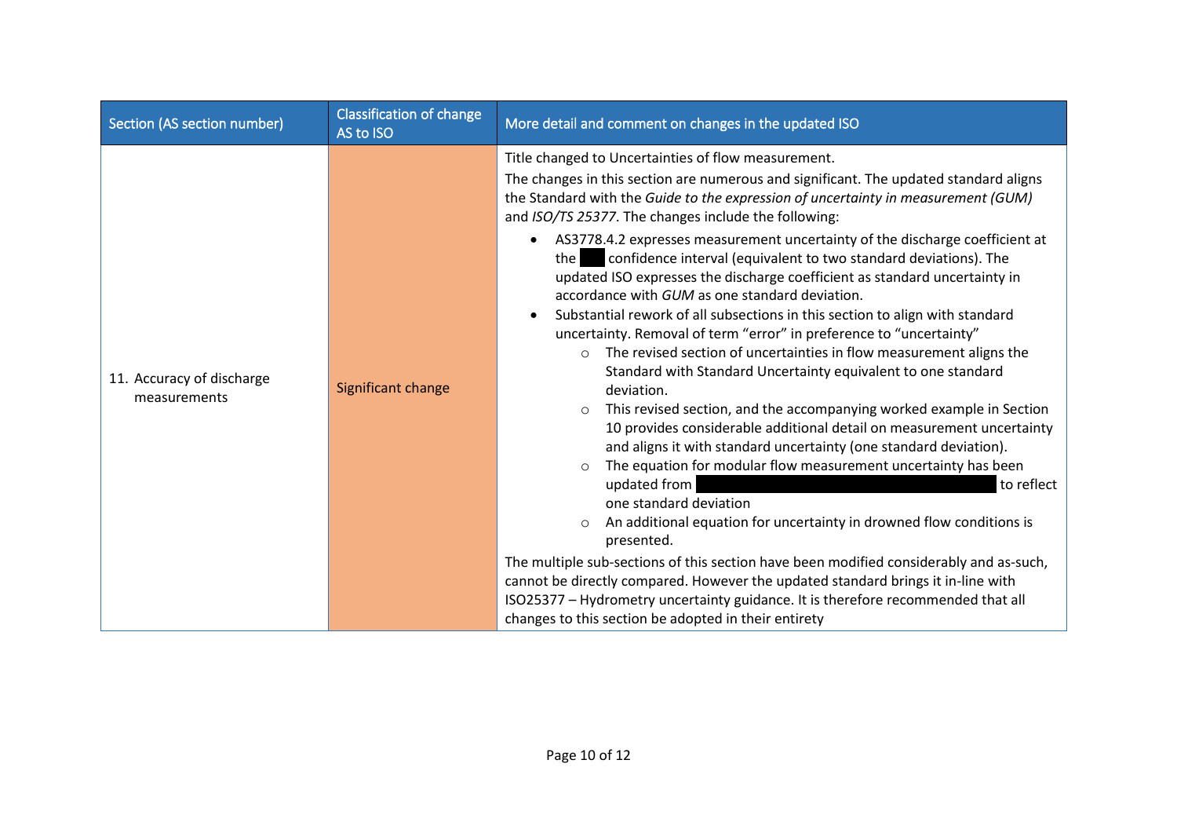| Section (AS section number) | Classification of change AS to ISO | More detail and comment on changes in the updated ISO |
|---|---|---|
| 11. Accuracy of discharge measurements | Significant change | Title changed to Uncertainties of flow measurement.<br>The changes in this section are numerous and significant. The updated standard aligns the Standard with the *Guide to the expression of uncertainty in measurement (GUM)* and *ISO/TS 25377*. The changes include the following:<br>• AS3778.4.2 expresses measurement uncertainty of the discharge coefficient at the ██ confidence interval (equivalent to two standard deviations). The updated ISO expresses the discharge coefficient as standard uncertainty in accordance with *GUM* as one standard deviation.<br>• Substantial rework of all subsections in this section to align with standard uncertainty. Removal of term "error" in preference to "uncertainty"<br>&nbsp;&nbsp;&nbsp;&nbsp;○ The revised section of uncertainties in flow measurement aligns the Standard with Standard Uncertainty equivalent to one standard deviation.<br>&nbsp;&nbsp;&nbsp;&nbsp;○ This revised section, and the accompanying worked example in Section 10 provides considerable additional detail on measurement uncertainty and aligns it with standard uncertainty (one standard deviation).<br>&nbsp;&nbsp;&nbsp;&nbsp;○ The equation for modular flow measurement uncertainty has been updated from ████████████ to reflect one standard deviation<br>&nbsp;&nbsp;&nbsp;&nbsp;○ An additional equation for uncertainty in drowned flow conditions is presented.<br>The multiple sub-sections of this section have been modified considerably and as-such, cannot be directly compared. However the updated standard brings it in-line with ISO25377 – Hydrometry uncertainty guidance. It is therefore recommended that all changes to this section be adopted in their entirety |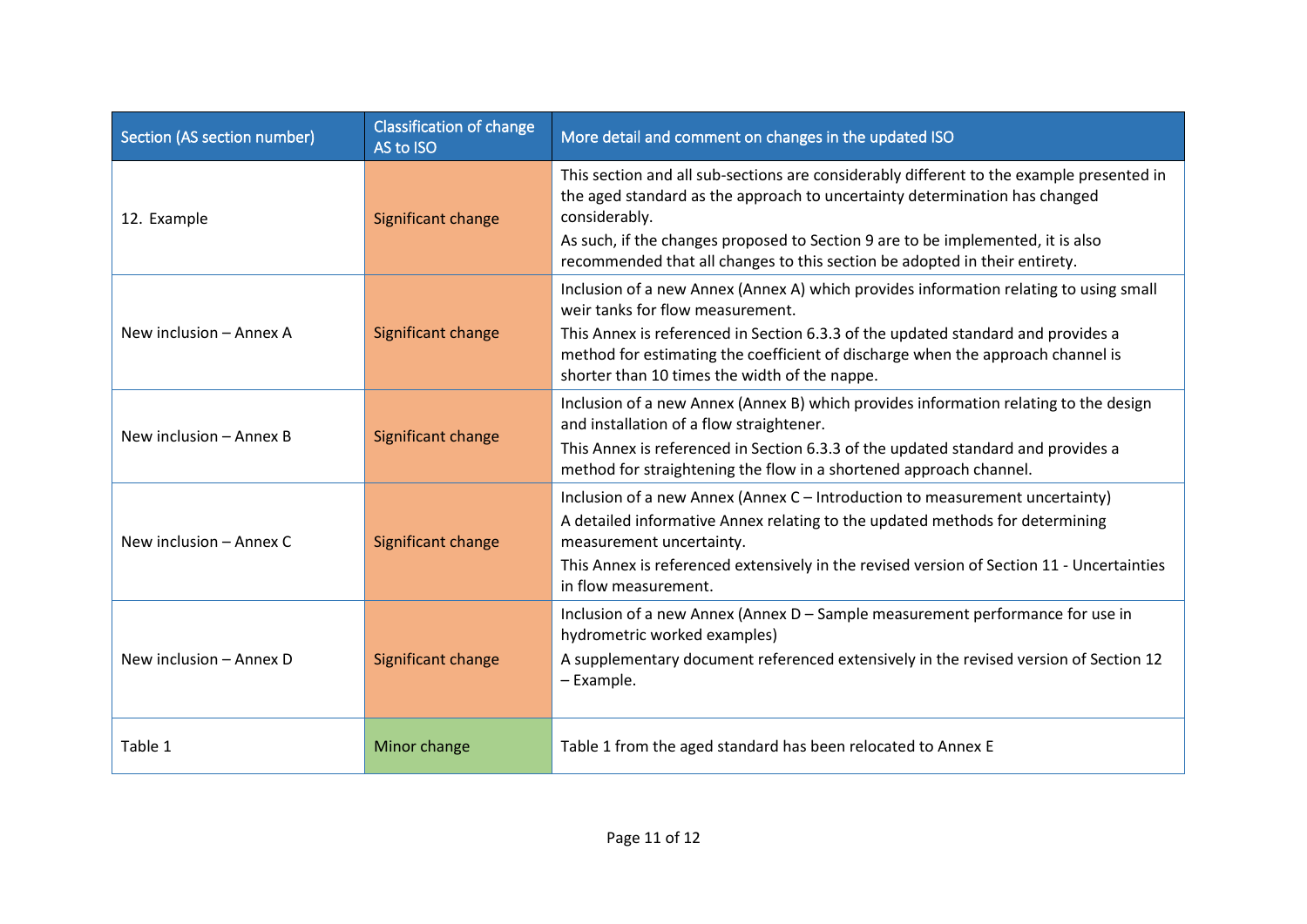| Section (AS section number) | Classification of change AS to ISO | More detail and comment on changes in the updated ISO |
|---|---|---|
| 12. Example | Significant change | This section and all sub-sections are considerably different to the example presented in the aged standard as the approach to uncertainty determination has changed considerably.<br>As such, if the changes proposed to Section 9 are to be implemented, it is also recommended that all changes to this section be adopted in their entirety. |
| New inclusion – Annex A | Significant change | Inclusion of a new Annex (Annex A) which provides information relating to using small weir tanks for flow measurement.<br>This Annex is referenced in Section 6.3.3 of the updated standard and provides a method for estimating the coefficient of discharge when the approach channel is shorter than 10 times the width of the nappe. |
| New inclusion – Annex B | Significant change | Inclusion of a new Annex (Annex B) which provides information relating to the design and installation of a flow straightener.<br>This Annex is referenced in Section 6.3.3 of the updated standard and provides a method for straightening the flow in a shortened approach channel. |
| New inclusion – Annex C | Significant change | Inclusion of a new Annex (Annex C – Introduction to measurement uncertainty)<br>A detailed informative Annex relating to the updated methods for determining measurement uncertainty.<br>This Annex is referenced extensively in the revised version of Section 11 - Uncertainties in flow measurement. |
| New inclusion – Annex D | Significant change | Inclusion of a new Annex (Annex D – Sample measurement performance for use in hydrometric worked examples)<br>A supplementary document referenced extensively in the revised version of Section 12 – Example. |
| Table 1 | Minor change | Table 1 from the aged standard has been relocated to Annex E |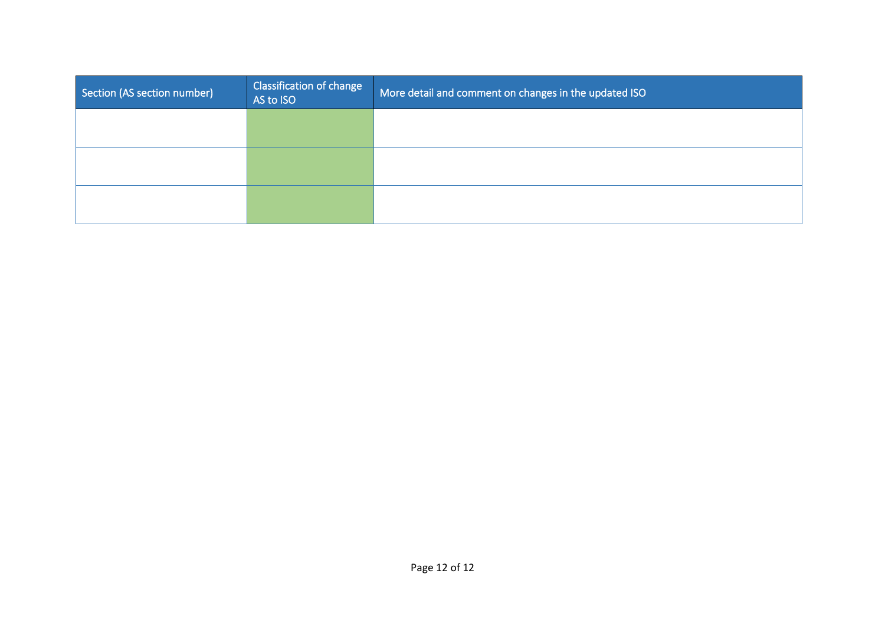| Section (AS section number) | Classification of change AS to ISO | More detail and comment on changes in the updated ISO |
|---|---|---|
| | | |
| | | |
| | | |